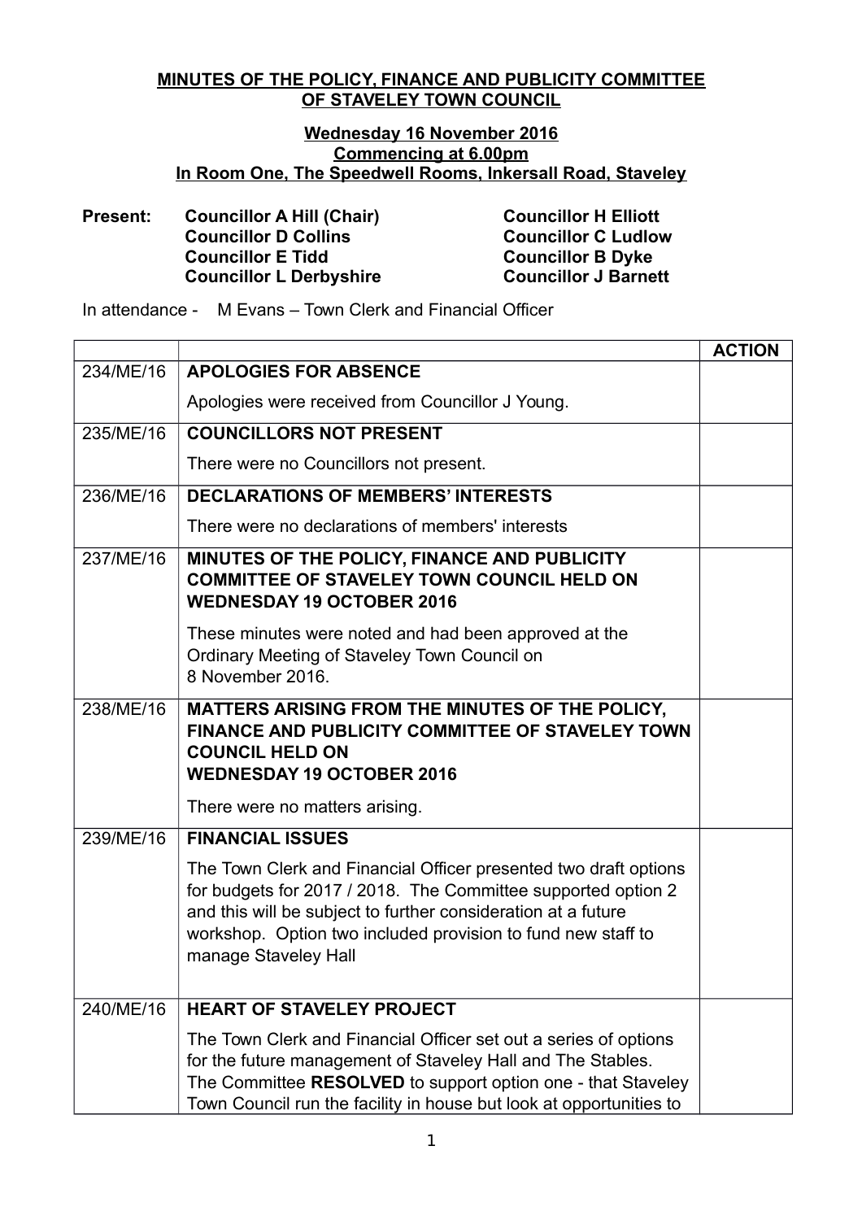**MINUTES OF THE POLICY, FINANCE AND PUBLICITY COMMITTEE OF STAVELEY TOWN COUNCIL**

**Wednesday 16 November 2016**
**Commencing at 6.00pm**
**In Room One, The Speedwell Rooms, Inkersall Road, Staveley**

| | | |
|---|---|---|
| **Present:** | **Councillor A Hill (Chair)** | **Councillor H Elliott** |
| | **Councillor D Collins** | **Councillor C Ludlow** |
| | **Councillor E Tidd** | **Councillor B Dyke** |
| | **Councillor L Derbyshire** | **Councillor J Barnett** |

In attendance - M Evans – Town Clerk and Financial Officer

| | | **ACTION** |
|---|---|---|
| 234/ME/16 | **APOLOGIES FOR ABSENCE**<br><br>Apologies were received from Councillor J Young. | |
| 235/ME/16 | **COUNCILLORS NOT PRESENT**<br><br>There were no Councillors not present. | |
| 236/ME/16 | **DECLARATIONS OF MEMBERS' INTERESTS**<br><br>There were no declarations of members' interests | |
| 237/ME/16 | **MINUTES OF THE POLICY, FINANCE AND PUBLICITY COMMITTEE OF STAVELEY TOWN COUNCIL HELD ON WEDNESDAY 19 OCTOBER 2016**<br><br>These minutes were noted and had been approved at the Ordinary Meeting of Staveley Town Council on 8 November 2016. | |
| 238/ME/16 | **MATTERS ARISING FROM THE MINUTES OF THE POLICY, FINANCE AND PUBLICITY COMMITTEE OF STAVELEY TOWN COUNCIL HELD ON WEDNESDAY 19 OCTOBER 2016**<br><br>There were no matters arising. | |
| 239/ME/16 | **FINANCIAL ISSUES**<br><br>The Town Clerk and Financial Officer presented two draft options for budgets for 2017 / 2018. The Committee supported option 2 and this will be subject to further consideration at a future workshop. Option two included provision to fund new staff to manage Staveley Hall | |
| 240/ME/16 | **HEART OF STAVELEY PROJECT**<br><br>The Town Clerk and Financial Officer set out a series of options for the future management of Staveley Hall and The Stables. The Committee **RESOLVED** to support option one - that Staveley Town Council run the facility in house but look at opportunities to | |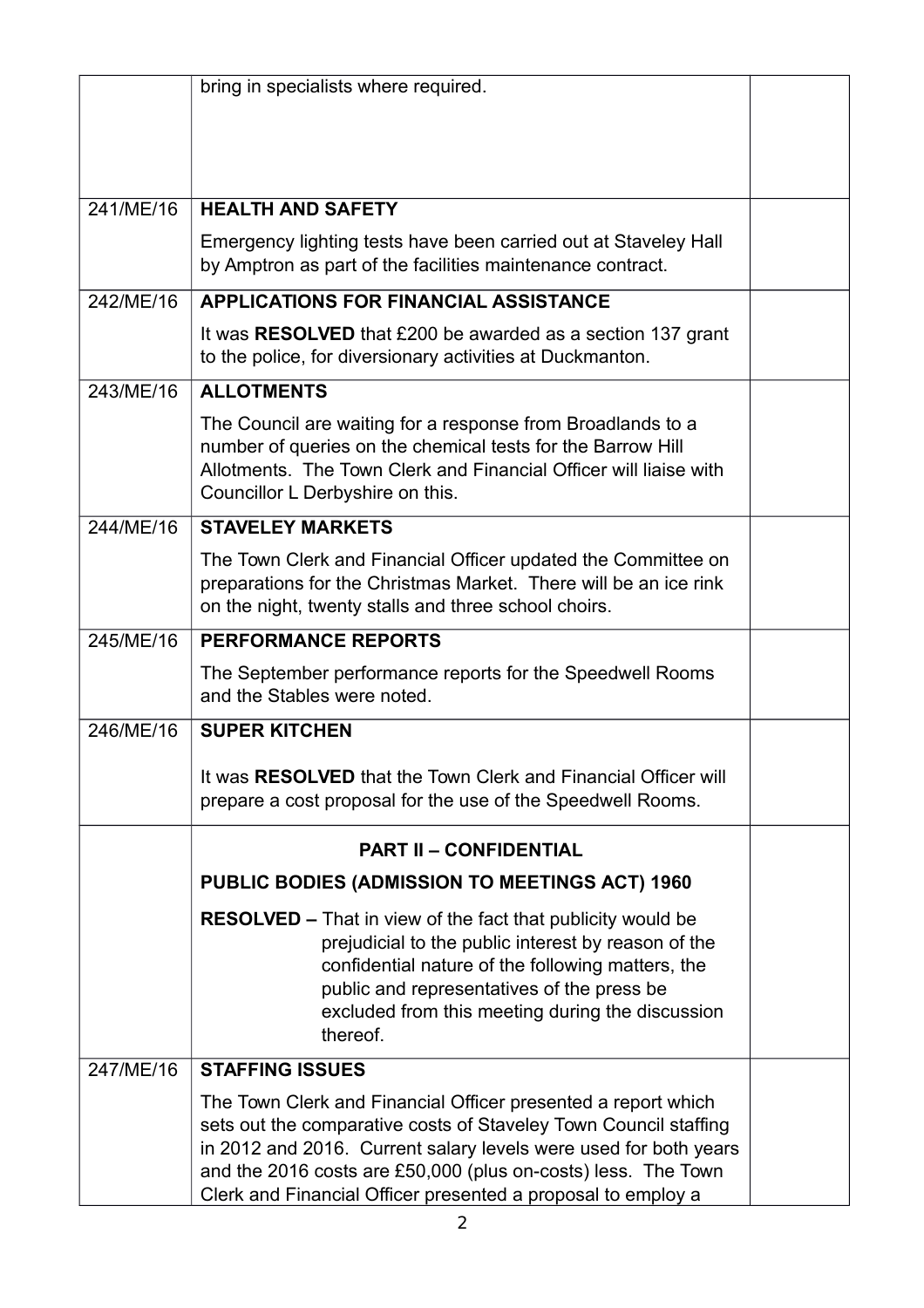| | | |
|---|---|---|
| | bring in specialists where required. | |
| 241/ME/16 | **HEALTH AND SAFETY**<br><br>Emergency lighting tests have been carried out at Staveley Hall by Amptron as part of the facilities maintenance contract. | |
| 242/ME/16 | **APPLICATIONS FOR FINANCIAL ASSISTANCE**<br><br>It was **RESOLVED** that £200 be awarded as a section 137 grant to the police, for diversionary activities at Duckmanton. | |
| 243/ME/16 | **ALLOTMENTS**<br><br>The Council are waiting for a response from Broadlands to a number of queries on the chemical tests for the Barrow Hill Allotments. The Town Clerk and Financial Officer will liaise with Councillor L Derbyshire on this. | |
| 244/ME/16 | **STAVELEY MARKETS**<br><br>The Town Clerk and Financial Officer updated the Committee on preparations for the Christmas Market. There will be an ice rink on the night, twenty stalls and three school choirs. | |
| 245/ME/16 | **PERFORMANCE REPORTS**<br><br>The September performance reports for the Speedwell Rooms and the Stables were noted. | |
| 246/ME/16 | **SUPER KITCHEN**<br><br>It was **RESOLVED** that the Town Clerk and Financial Officer will prepare a cost proposal for the use of the Speedwell Rooms. | |
| | **PART II – CONFIDENTIAL**<br><br>**PUBLIC BODIES (ADMISSION TO MEETINGS ACT) 1960**<br><br>**RESOLVED –** That in view of the fact that publicity would be prejudicial to the public interest by reason of the confidential nature of the following matters, the public and representatives of the press be excluded from this meeting during the discussion thereof. | |
| 247/ME/16 | **STAFFING ISSUES**<br><br>The Town Clerk and Financial Officer presented a report which sets out the comparative costs of Staveley Town Council staffing in 2012 and 2016. Current salary levels were used for both years and the 2016 costs are £50,000 (plus on-costs) less. The Town Clerk and Financial Officer presented a proposal to employ a | |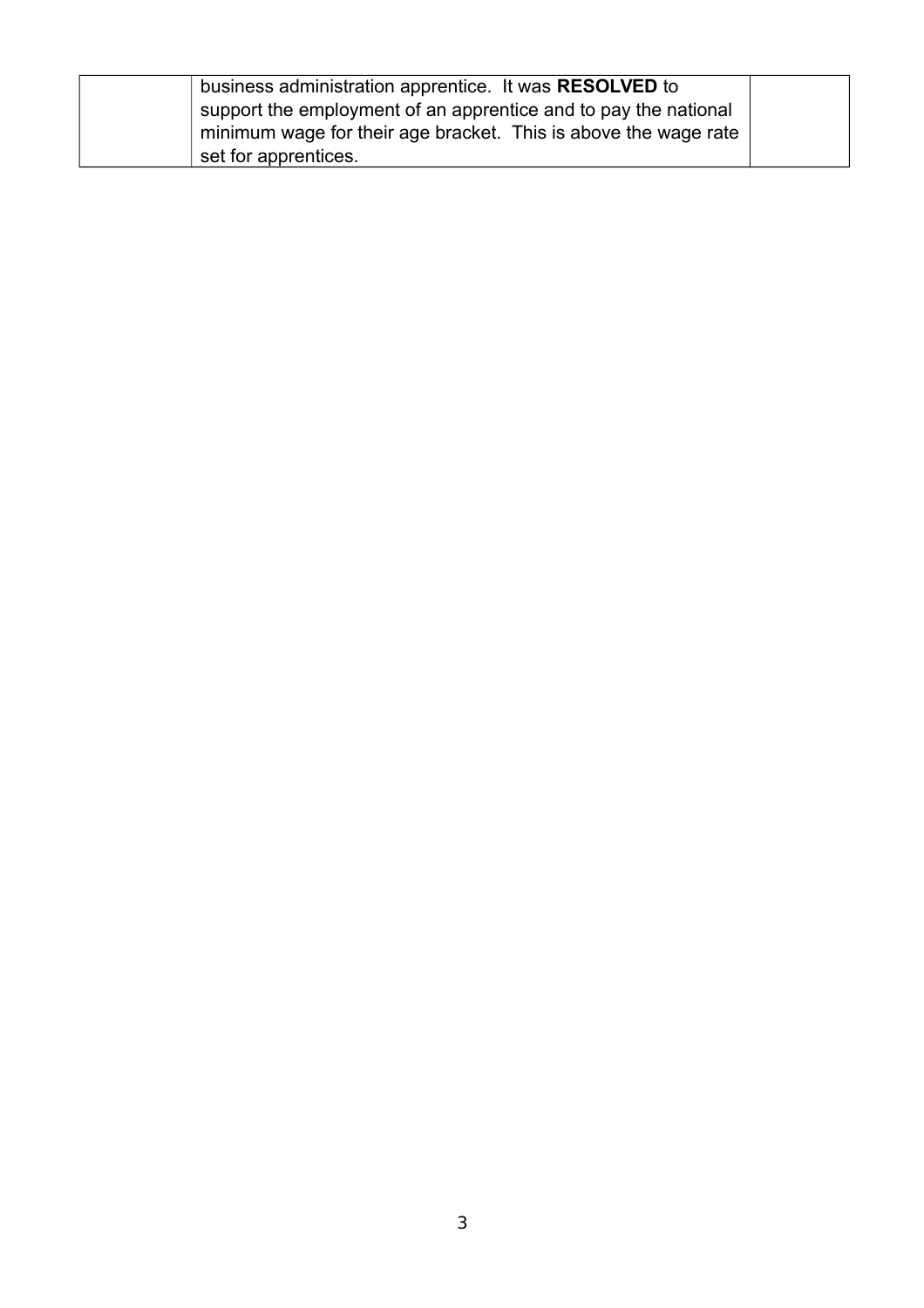| | | |
|---|---|---|
| | business administration apprentice. It was **RESOLVED** to support the employment of an apprentice and to pay the national minimum wage for their age bracket. This is above the wage rate set for apprentices. | |